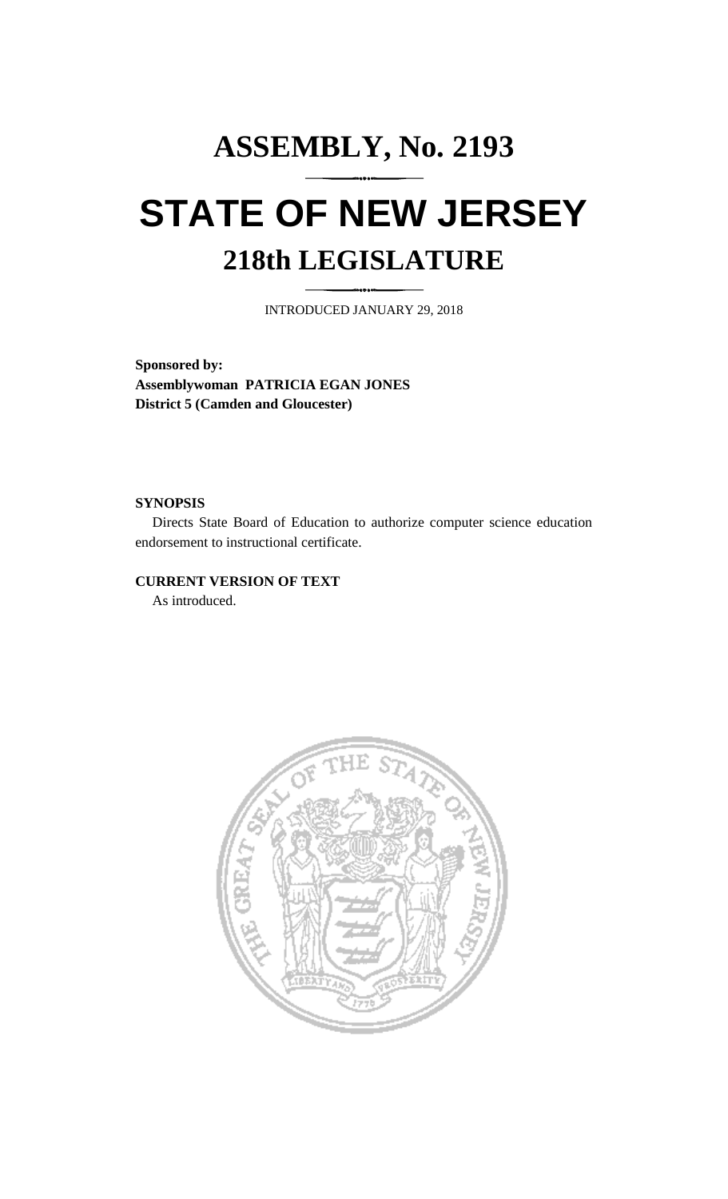# ASSEMBLY, No. 2193

# STATE OF NEW JERSEY

## 218th LEGISLATURE

INTRODUCED JANUARY 29, 2018

**Sponsored by:**
**Assemblywoman PATRICIA EGAN JONES**
**District 5 (Camden and Gloucester)**

**SYNOPSIS**

Directs State Board of Education to authorize computer science education endorsement to instructional certificate.

**CURRENT VERSION OF TEXT**

As introduced.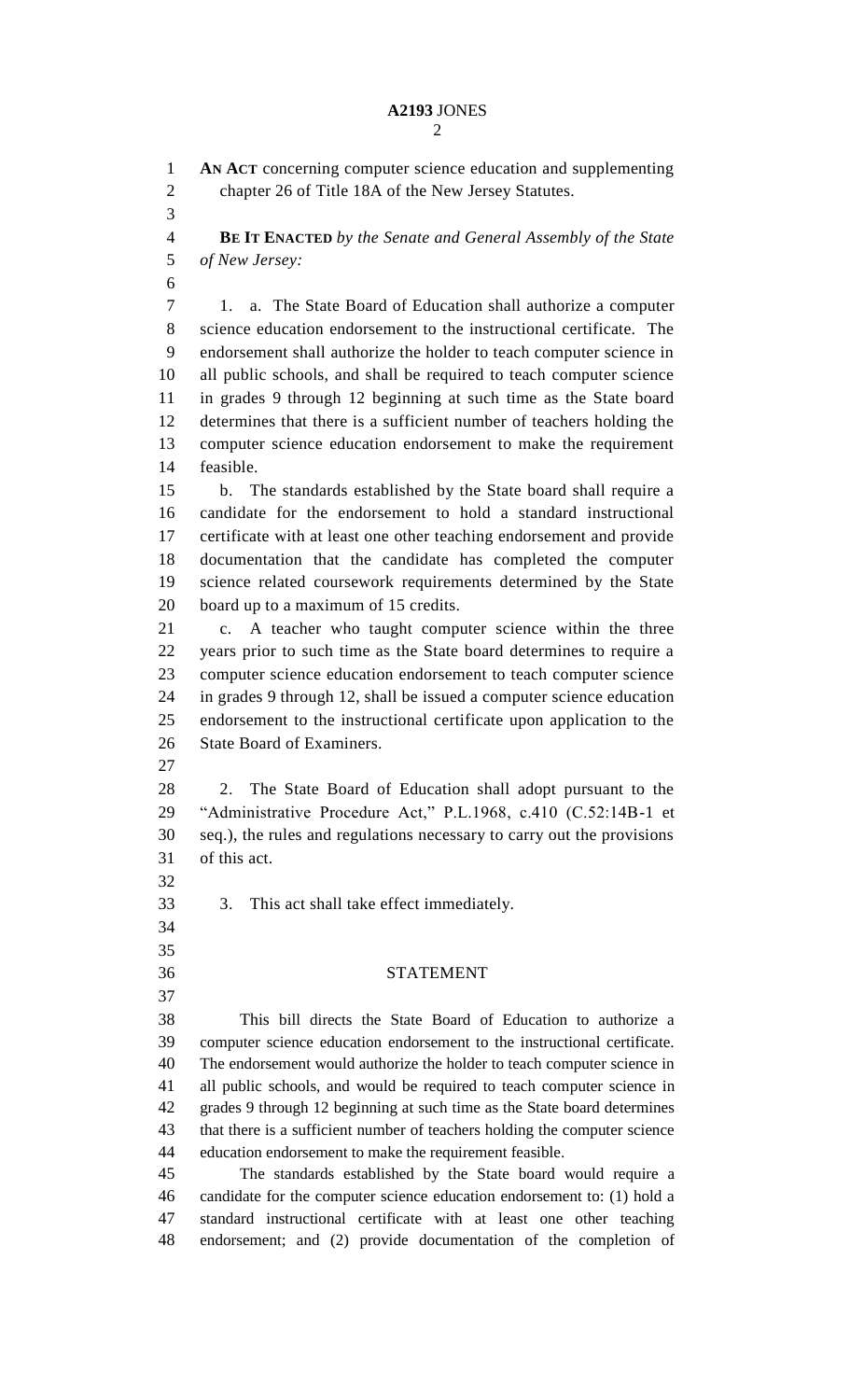**AN ACT** concerning computer science education and supplementing chapter 26 of Title 18A of the New Jersey Statutes.

**BE IT ENACTED** *by the Senate and General Assembly of the State of New Jersey:*

1. a. The State Board of Education shall authorize a computer science education endorsement to the instructional certificate. The endorsement shall authorize the holder to teach computer science in all public schools, and shall be required to teach computer science in grades 9 through 12 beginning at such time as the State board determines that there is a sufficient number of teachers holding the computer science education endorsement to make the requirement feasible.

b. The standards established by the State board shall require a candidate for the endorsement to hold a standard instructional certificate with at least one other teaching endorsement and provide documentation that the candidate has completed the computer science related coursework requirements determined by the State board up to a maximum of 15 credits.

c. A teacher who taught computer science within the three years prior to such time as the State board determines to require a computer science education endorsement to teach computer science in grades 9 through 12, shall be issued a computer science education endorsement to the instructional certificate upon application to the State Board of Examiners.

2. The State Board of Education shall adopt pursuant to the "Administrative Procedure Act," P.L.1968, c.410 (C.52:14B-1 et seq.), the rules and regulations necessary to carry out the provisions of this act.

3. This act shall take effect immediately.

## STATEMENT

This bill directs the State Board of Education to authorize a computer science education endorsement to the instructional certificate. The endorsement would authorize the holder to teach computer science in all public schools, and would be required to teach computer science in grades 9 through 12 beginning at such time as the State board determines that there is a sufficient number of teachers holding the computer science education endorsement to make the requirement feasible.

The standards established by the State board would require a candidate for the computer science education endorsement to: (1) hold a standard instructional certificate with at least one other teaching endorsement; and (2) provide documentation of the completion of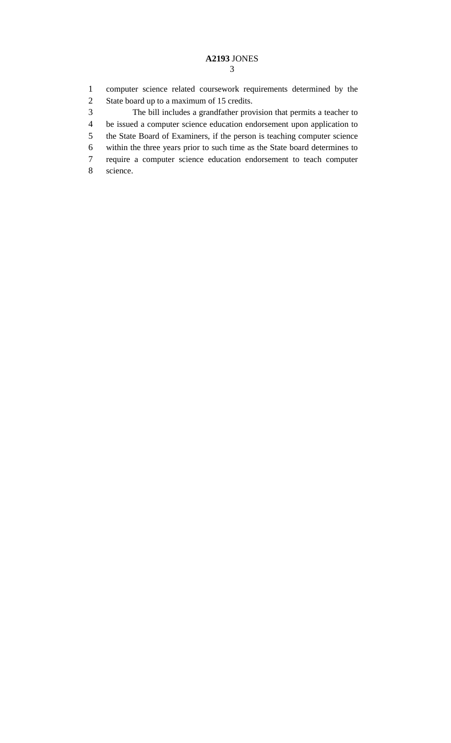computer science related coursework requirements determined by the State board up to a maximum of 15 credits.

The bill includes a grandfather provision that permits a teacher to be issued a computer science education endorsement upon application to the State Board of Examiners, if the person is teaching computer science within the three years prior to such time as the State board determines to require a computer science education endorsement to teach computer science.